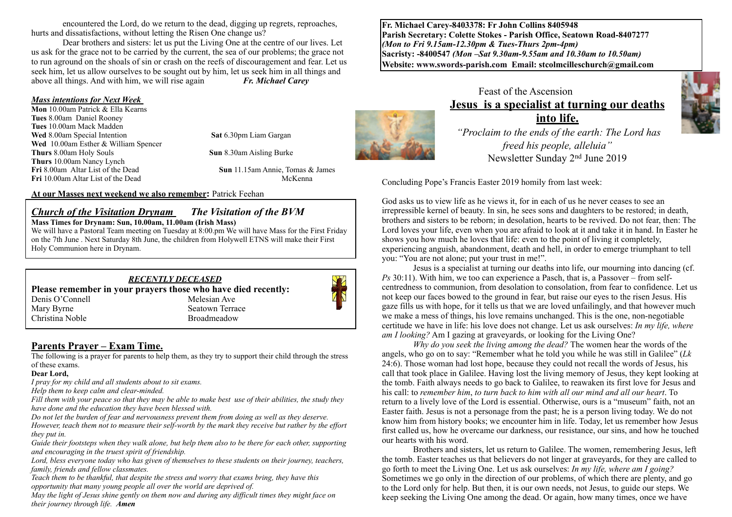encountered the Lord, do we return to the dead, digging up regrets, reproaches, hurts and dissatisfactions, without letting the Risen One change us?

Dear brothers and sisters: let us put the Living One at the centre of our lives. Let us ask for the grace not to be carried by the current, the sea of our problems; the grace not to run aground on the shoals of sin or crash on the reefs of discouragement and fear. Let us seek him, let us allow ourselves to be sought out by him, let us seek him in all things and above all things. And with him, we will rise again **_Fr. Michael Carey_**

**_Mass intentions for Next Week_**

**Mon** 10.00am Patrick & Ella Kearns
**Tues** 8.00am Daniel Rooney
**Tues** 10.00am Mack Madden
**Wed** 8.00am Special Intention
**Wed** 10.00am Esther & William Spencer
**Thurs** 8.00am Holy Souls
**Thurs** 10.00am Nancy Lynch
**Fri** 8.00am Altar List of the Dead
**Fri** 10.00am Altar List of the Dead
**Sat** 6.30pm Liam Gargan
**Sun** 8.30am Aisling Burke
**Sun** 11.15am Annie, Tomas & James McKenna

**At our Masses next weekend we also remember:** Patrick Feehan

## *Church of the Visitation Drynam* *The Visitation of the BVM*

**Mass Times for Drynam: Sun, 10.00am, 11.00am (Irish Mass)**

We will have a Pastoral Team meeting on Tuesday at 8:00.pm We will have Mass for the First Friday on the 7th June . Next Saturday 8th June, the children from Holywell ETNS will make their First Holy Communion here in Drynam.

### *RECENTLY DECEASED*

**Please remember in your prayers those who have died recently:**

| | |
|---|---|
| Denis O'Connell | Melesian Ave |
| Mary Byrne | Seatown Terrace |
| Christina Noble | Broadmeadow |

## Parents Prayer – Exam Time.

The following is a prayer for parents to help them, as they try to support their child through the stress of these exams.

**Dear Lord,**

*I pray for my child and all students about to sit exams.*
*Help them to keep calm and clear-minded.*
*Fill them with your peace so that they may be able to make best use of their abilities, the study they have done and the education they have been blessed with.*
*Do not let the burden of fear and nervousness prevent them from doing as well as they deserve.*
*However, teach them not to measure their self-worth by the mark they receive but rather by the effort they put in.*
*Guide their footsteps when they walk alone, but help them also to be there for each other, supporting and encouraging in the truest spirit of friendship.*
*Lord, bless everyone today who has given of themselves to these students on their journey, teachers, family, friends and fellow classmates.*
*Teach them to be thankful, that despite the stress and worry that exams bring, they have this opportunity that many young people all over the world are deprived of.*
*May the light of Jesus shine gently on them now and during any difficult times they might face on their journey through life.* ***Amen***

**Fr. Michael Carey-8403378: Fr John Collins 8405948**
**Parish Secretary: Colette Stokes - Parish Office, Seatown Road-8407277**
***(Mon to Fri 9.15am-12.30pm & Tues-Thurs 2pm-4pm)***
**Sacristy: -8400547 *(Mon –Sat 9.30am-9.55am and 10.30am to 10.50am)***
**Website: www.swords-parish.com Email: stcolmcilleschurch@gmail.com**

Feast of the Ascension

# Jesus is a specialist at turning our deaths into life.

*"Proclaim to the ends of the earth: The Lord has freed his people, alleluia"*

Newsletter Sunday 2nd June 2019

Concluding Pope's Francis Easter 2019 homily from last week:

God asks us to view life as he views it, for in each of us he never ceases to see an irrepressible kernel of beauty. In sin, he sees sons and daughters to be restored; in death, brothers and sisters to be reborn; in desolation, hearts to be revived. Do not fear, then: The Lord loves your life, even when you are afraid to look at it and take it in hand. In Easter he shows you how much he loves that life: even to the point of living it completely, experiencing anguish, abandonment, death and hell, in order to emerge triumphant to tell you: "You are not alone; put your trust in me!".

Jesus is a specialist at turning our deaths into life, our mourning into dancing (cf. *Ps* 30:11). With him, we too can experience a Pasch, that is, a Passover – from self-centredness to communion, from desolation to consolation, from fear to confidence. Let us not keep our faces bowed to the ground in fear, but raise our eyes to the risen Jesus. His gaze fills us with hope, for it tells us that we are loved unfailingly, and that however much we make a mess of things, his love remains unchanged. This is the one, non-negotiable certitude we have in life: his love does not change. Let us ask ourselves: *In my life, where am I looking?* Am I gazing at graveyards, or looking for the Living One?

*Why do you seek the living among the dead?* The women hear the words of the angels, who go on to say: "Remember what he told you while he was still in Galilee" (*Lk* 24:6). Those woman had lost hope, because they could not recall the words of Jesus, his call that took place in Galilee. Having lost the living memory of Jesus, they kept looking at the tomb. Faith always needs to go back to Galilee, to reawaken its first love for Jesus and his call: to *remember him*, *to turn back to him with all our mind and all our heart*. To return to a lively love of the Lord is essential. Otherwise, ours is a "museum" faith, not an Easter faith. Jesus is not a personage from the past; he is a person living today. We do not know him from history books; we encounter him in life. Today, let us remember how Jesus first called us, how he overcame our darkness, our resistance, our sins, and how he touched our hearts with his word.

Brothers and sisters, let us return to Galilee. The women, remembering Jesus, left the tomb. Easter teaches us that believers do not linger at graveyards, for they are called to go forth to meet the Living One. Let us ask ourselves: *In my life, where am I going?* Sometimes we go only in the direction of our problems, of which there are plenty, and go to the Lord only for help. But then, it is our own needs, not Jesus, to guide our steps. We keep seeking the Living One among the dead. Or again, how many times, once we have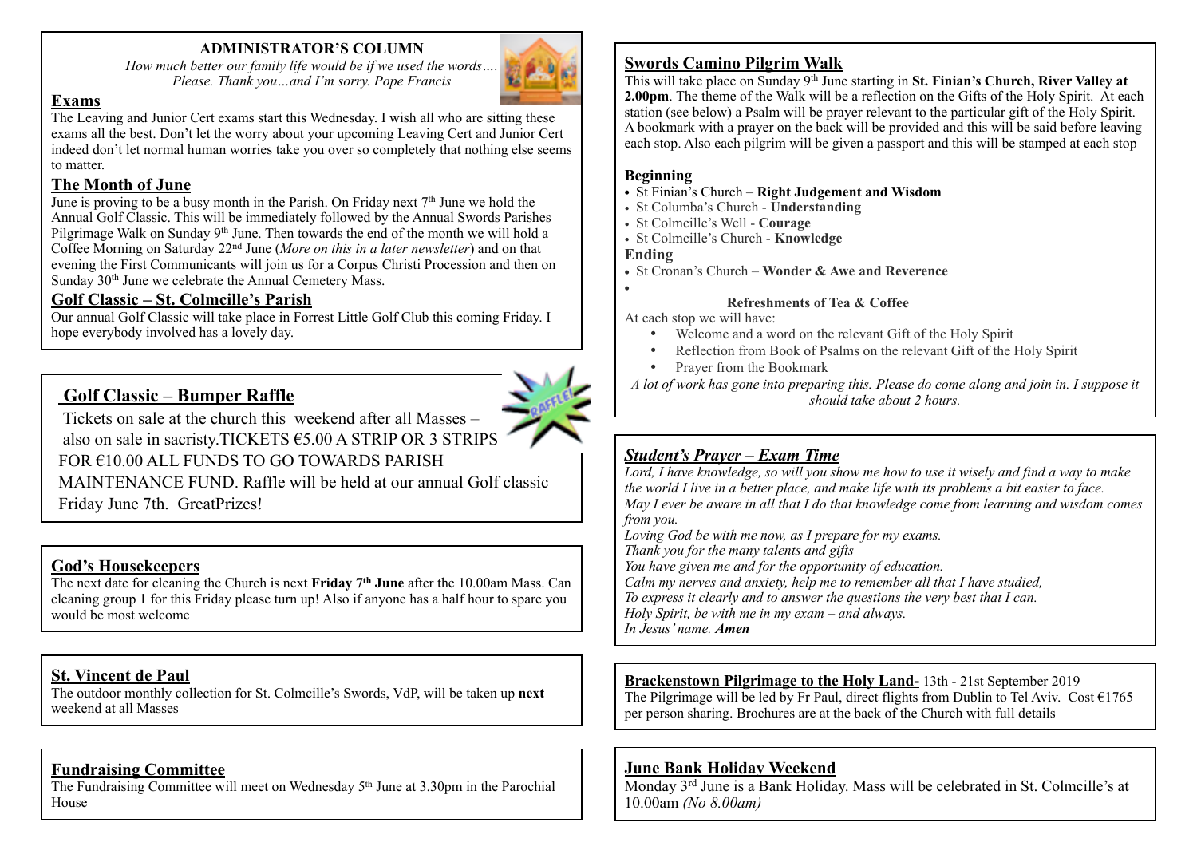**ADMINISTRATOR'S COLUMN**

*How much better our family life would be if we used the words…. Please. Thank you…and I'm sorry. Pope Francis*

## Exams

The Leaving and Junior Cert exams start this Wednesday. I wish all who are sitting these exams all the best. Don't let the worry about your upcoming Leaving Cert and Junior Cert indeed don't let normal human worries take you over so completely that nothing else seems to matter.

## The Month of June

June is proving to be a busy month in the Parish. On Friday next 7th June we hold the Annual Golf Classic. This will be immediately followed by the Annual Swords Parishes Pilgrimage Walk on Sunday 9th June. Then towards the end of the month we will hold a Coffee Morning on Saturday 22nd June (*More on this in a later newsletter*) and on that evening the First Communicants will join us for a Corpus Christi Procession and then on Sunday 30th June we celebrate the Annual Cemetery Mass.

## Golf Classic – St. Colmcille's Parish

Our annual Golf Classic will take place in Forrest Little Golf Club this coming Friday. I hope everybody involved has a lovely day.

## Golf Classic – Bumper Raffle

Tickets on sale at the church this weekend after all Masses – also on sale in sacristy.TICKETS €5.00 A STRIP OR 3 STRIPS FOR €10.00 ALL FUNDS TO GO TOWARDS PARISH MAINTENANCE FUND. Raffle will be held at our annual Golf classic Friday June 7th. GreatPrizes!

## God's Housekeepers

The next date for cleaning the Church is next **Friday 7th June** after the 10.00am Mass. Can cleaning group 1 for this Friday please turn up! Also if anyone has a half hour to spare you would be most welcome

## St. Vincent de Paul

The outdoor monthly collection for St. Colmcille's Swords, VdP, will be taken up **next** weekend at all Masses

## Fundraising Committee

The Fundraising Committee will meet on Wednesday 5th June at 3.30pm in the Parochial House

## Swords Camino Pilgrim Walk

This will take place on Sunday 9th June starting in **St. Finian's Church, River Valley at 2.00pm**. The theme of the Walk will be a reflection on the Gifts of the Holy Spirit. At each station (see below) a Psalm will be prayer relevant to the particular gift of the Holy Spirit. A bookmark with a prayer on the back will be provided and this will be said before leaving each stop. Also each pilgrim will be given a passport and this will be stamped at each stop

**Beginning**

- St Finian's Church – **Right Judgement and Wisdom**
- St Columba's Church - **Understanding**
- St Colmcille's Well - **Courage**
- St Colmcille's Church - **Knowledge**

**Ending**

- St Cronan's Church – **Wonder & Awe and Reverence**

**Refreshments of Tea & Coffee**

At each stop we will have:

- Welcome and a word on the relevant Gift of the Holy Spirit
- Reflection from Book of Psalms on the relevant Gift of the Holy Spirit
- Prayer from the Bookmark

*A lot of work has gone into preparing this. Please do come along and join in. I suppose it should take about 2 hours.*

## *Student's Prayer – Exam Time*

*Lord, I have knowledge, so will you show me how to use it wisely and find a way to make the world I live in a better place, and make life with its problems a bit easier to face.*
*May I ever be aware in all that I do that knowledge come from learning and wisdom comes from you.*
*Loving God be with me now, as I prepare for my exams.*
*Thank you for the many talents and gifts*
*You have given me and for the opportunity of education.*
*Calm my nerves and anxiety, help me to remember all that I have studied,*
*To express it clearly and to answer the questions the very best that I can.*
*Holy Spirit, be with me in my exam – and always.*
*In Jesus' name.* ***Amen***

**Brackenstown Pilgrimage to the Holy Land-** 13th - 21st September 2019
The Pilgrimage will be led by Fr Paul, direct flights from Dublin to Tel Aviv. Cost €1765 per person sharing. Brochures are at the back of the Church with full details

## June Bank Holiday Weekend

Monday 3rd June is a Bank Holiday. Mass will be celebrated in St. Colmcille's at 10.00am *(No 8.00am)*